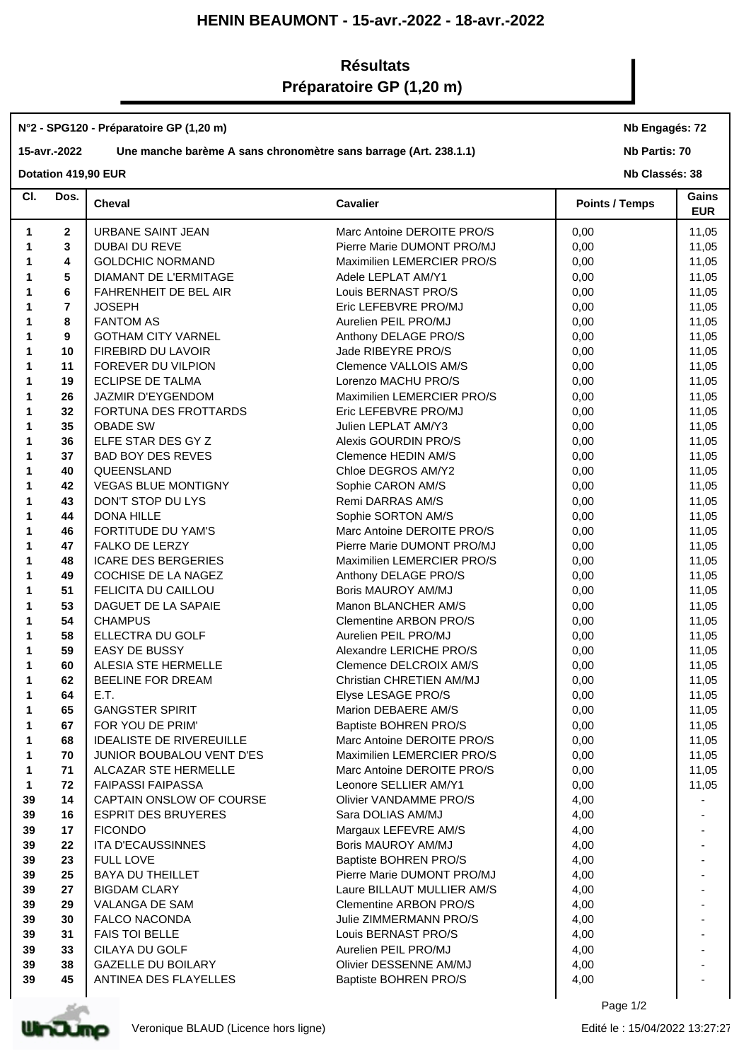# HENIN BEAUMONT - 15-avr.-2022 - 18-avr.-2022

## Résultats
## Préparatoire GP (1,20 m)

**N°2 - SPG120 - Préparatoire GP (1,20 m)** — **Nb Engagés: 72**

**15-avr.-2022** — **Une manche barème A sans chronomètre sans barrage (Art. 238.1.1)** — **Nb Partis: 70**

**Dotation 419,90 EUR** — **Nb Classés: 38**

| Cl. | Dos. | Cheval | Cavalier | Points / Temps | Gains EUR |
|---|---|---|---|---|---|
| 1 | 2 | URBANE SAINT JEAN | Marc Antoine DEROITE PRO/S | 0,00 | 11,05 |
| 1 | 3 | DUBAI DU REVE | Pierre Marie DUMONT PRO/MJ | 0,00 | 11,05 |
| 1 | 4 | GOLDCHIC NORMAND | Maximilien LEMERCIER PRO/S | 0,00 | 11,05 |
| 1 | 5 | DIAMANT DE L'ERMITAGE | Adele LEPLAT AM/Y1 | 0,00 | 11,05 |
| 1 | 6 | FAHRENHEIT DE BEL AIR | Louis BERNAST PRO/S | 0,00 | 11,05 |
| 1 | 7 | JOSEPH | Eric LEFEBVRE PRO/MJ | 0,00 | 11,05 |
| 1 | 8 | FANTOM AS | Aurelien PEIL PRO/MJ | 0,00 | 11,05 |
| 1 | 9 | GOTHAM CITY VARNEL | Anthony DELAGE PRO/S | 0,00 | 11,05 |
| 1 | 10 | FIREBIRD DU LAVOIR | Jade RIBEYRE PRO/S | 0,00 | 11,05 |
| 1 | 11 | FOREVER DU VILPION | Clemence VALLOIS AM/S | 0,00 | 11,05 |
| 1 | 19 | ECLIPSE DE TALMA | Lorenzo MACHU PRO/S | 0,00 | 11,05 |
| 1 | 26 | JAZMIR D'EYGENDOM | Maximilien LEMERCIER PRO/S | 0,00 | 11,05 |
| 1 | 32 | FORTUNA DES FROTTARDS | Eric LEFEBVRE PRO/MJ | 0,00 | 11,05 |
| 1 | 35 | OBADE SW | Julien LEPLAT AM/Y3 | 0,00 | 11,05 |
| 1 | 36 | ELFE STAR DES GY Z | Alexis GOURDIN PRO/S | 0,00 | 11,05 |
| 1 | 37 | BAD BOY DES REVES | Clemence HEDIN AM/S | 0,00 | 11,05 |
| 1 | 40 | QUEENSLAND | Chloe DEGROS AM/Y2 | 0,00 | 11,05 |
| 1 | 42 | VEGAS BLUE MONTIGNY | Sophie CARON AM/S | 0,00 | 11,05 |
| 1 | 43 | DON'T STOP DU LYS | Remi DARRAS AM/S | 0,00 | 11,05 |
| 1 | 44 | DONA HILLE | Sophie SORTON AM/S | 0,00 | 11,05 |
| 1 | 46 | FORTITUDE DU YAM'S | Marc Antoine DEROITE PRO/S | 0,00 | 11,05 |
| 1 | 47 | FALKO DE LERZY | Pierre Marie DUMONT PRO/MJ | 0,00 | 11,05 |
| 1 | 48 | ICARE DES BERGERIES | Maximilien LEMERCIER PRO/S | 0,00 | 11,05 |
| 1 | 49 | COCHISE DE LA NAGEZ | Anthony DELAGE PRO/S | 0,00 | 11,05 |
| 1 | 51 | FELICITA DU CAILLOU | Boris MAUROY AM/MJ | 0,00 | 11,05 |
| 1 | 53 | DAGUET DE LA SAPAIE | Manon BLANCHER AM/S | 0,00 | 11,05 |
| 1 | 54 | CHAMPUS | Clementine ARBON PRO/S | 0,00 | 11,05 |
| 1 | 58 | ELLECTRA DU GOLF | Aurelien PEIL PRO/MJ | 0,00 | 11,05 |
| 1 | 59 | EASY DE BUSSY | Alexandre LERICHE PRO/S | 0,00 | 11,05 |
| 1 | 60 | ALESIA STE HERMELLE | Clemence DELCROIX AM/S | 0,00 | 11,05 |
| 1 | 62 | BEELINE FOR DREAM | Christian CHRETIEN AM/MJ | 0,00 | 11,05 |
| 1 | 64 | E.T. | Elyse LESAGE PRO/S | 0,00 | 11,05 |
| 1 | 65 | GANGSTER SPIRIT | Marion DEBAERE AM/S | 0,00 | 11,05 |
| 1 | 67 | FOR YOU DE PRIM' | Baptiste BOHREN PRO/S | 0,00 | 11,05 |
| 1 | 68 | IDEALISTE DE RIVEREUILLE | Marc Antoine DEROITE PRO/S | 0,00 | 11,05 |
| 1 | 70 | JUNIOR BOUBALOU VENT D'ES | Maximilien LEMERCIER PRO/S | 0,00 | 11,05 |
| 1 | 71 | ALCAZAR STE HERMELLE | Marc Antoine DEROITE PRO/S | 0,00 | 11,05 |
| 1 | 72 | FAIPASSI FAIPASSA | Leonore SELLIER AM/Y1 | 0,00 | 11,05 |
| 39 | 14 | CAPTAIN ONSLOW OF COURSE | Olivier VANDAMME PRO/S | 4,00 | - |
| 39 | 16 | ESPRIT DES BRUYERES | Sara DOLIAS AM/MJ | 4,00 | - |
| 39 | 17 | FICONDO | Margaux LEFEVRE AM/S | 4,00 | - |
| 39 | 22 | ITA D'ECAUSSINNES | Boris MAUROY AM/MJ | 4,00 | - |
| 39 | 23 | FULL LOVE | Baptiste BOHREN PRO/S | 4,00 | - |
| 39 | 25 | BAYA DU THEILLET | Pierre Marie DUMONT PRO/MJ | 4,00 | - |
| 39 | 27 | BIGDAM CLARY | Laure BILLAUT MULLIER AM/S | 4,00 | - |
| 39 | 29 | VALANGA DE SAM | Clementine ARBON PRO/S | 4,00 | - |
| 39 | 30 | FALCO NACONDA | Julie ZIMMERMANN PRO/S | 4,00 | - |
| 39 | 31 | FAIS TOI BELLE | Louis BERNAST PRO/S | 4,00 | - |
| 39 | 33 | CILAYA DU GOLF | Aurelien PEIL PRO/MJ | 4,00 | - |
| 39 | 38 | GAZELLE DU BOILARY | Olivier DESSENNE AM/MJ | 4,00 | - |
| 39 | 45 | ANTINEA DES FLAYELLES | Baptiste BOHREN PRO/S | 4,00 | - |

Veronique BLAUD (Licence hors ligne) — Edité le : 15/04/2022 13:27:27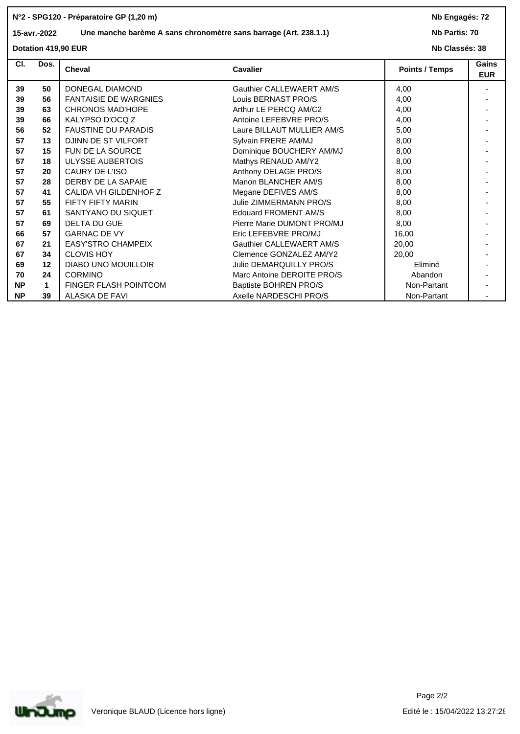**N°2 - SPG120 - Préparatoire GP (1,20 m)** **Nb Engagés: 72**

**15-avr.-2022** **Une manche barème A sans chronomètre sans barrage (Art. 238.1.1)** **Nb Partis: 70**

**Dotation 419,90 EUR** **Nb Classés: 38**

| Cl. | Dos. | Cheval | Cavalier | Points / Temps | Gains EUR |
|---|---|---|---|---|---|
| 39 | 50 | DONEGAL DIAMOND | Gauthier CALLEWAERT AM/S | 4,00 | - |
| 39 | 56 | FANTAISIE DE WARGNIES | Louis BERNAST PRO/S | 4,00 | - |
| 39 | 63 | CHRONOS MAD'HOPE | Arthur LE PERCQ AM/C2 | 4,00 | - |
| 39 | 66 | KALYPSO D'OCQ Z | Antoine LEFEBVRE PRO/S | 4,00 | - |
| 56 | 52 | FAUSTINE DU PARADIS | Laure BILLAUT MULLIER AM/S | 5,00 | - |
| 57 | 13 | DJINN DE ST VILFORT | Sylvain FRERE AM/MJ | 8,00 | - |
| 57 | 15 | FUN DE LA SOURCE | Dominique BOUCHERY AM/MJ | 8,00 | - |
| 57 | 18 | ULYSSE AUBERTOIS | Mathys RENAUD AM/Y2 | 8,00 | - |
| 57 | 20 | CAURY DE L'ISO | Anthony DELAGE PRO/S | 8,00 | - |
| 57 | 28 | DERBY DE LA SAPAIE | Manon BLANCHER AM/S | 8,00 | - |
| 57 | 41 | CALIDA VH GILDENHOF Z | Megane DEFIVES AM/S | 8,00 | - |
| 57 | 55 | FIFTY FIFTY MARIN | Julie ZIMMERMANN PRO/S | 8,00 | - |
| 57 | 61 | SANTYANO DU SIQUET | Edouard FROMENT AM/S | 8,00 | - |
| 57 | 69 | DELTA DU GUE | Pierre Marie DUMONT PRO/MJ | 8,00 | - |
| 66 | 57 | GARNAC DE VY | Eric LEFEBVRE PRO/MJ | 16,00 | - |
| 67 | 21 | EASY'STRO CHAMPEIX | Gauthier CALLEWAERT AM/S | 20,00 | - |
| 67 | 34 | CLOVIS HOY | Clemence GONZALEZ AM/Y2 | 20,00 | - |
| 69 | 12 | DIABO UNO MOUILLOIR | Julie DEMARQUILLY PRO/S | Eliminé | - |
| 70 | 24 | CORMINO | Marc Antoine DEROITE PRO/S | Abandon | - |
| NP | 1 | FINGER FLASH POINTCOM | Baptiste BOHREN PRO/S | Non-Partant | - |
| NP | 39 | ALASKA DE FAVI | Axelle NARDESCHI PRO/S | Non-Partant | - |

Veronique BLAUD (Licence hors ligne)

Edité le : 15/04/2022 13:27:28